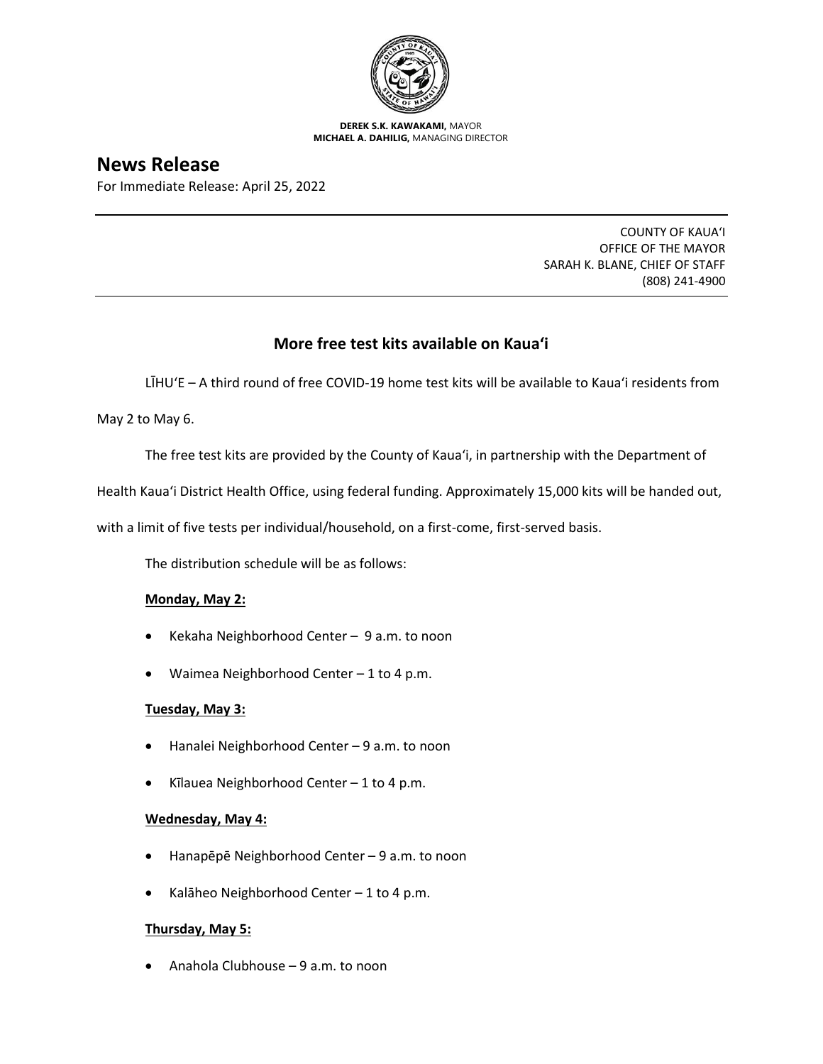**DEREK S.K. KAWAKAMI,** MAYOR
**MICHAEL A. DAHILIG,** MANAGING DIRECTOR

# News Release

For Immediate Release: April 25, 2022

COUNTY OF KAUAʻI
OFFICE OF THE MAYOR
SARAH K. BLANE, CHIEF OF STAFF
(808) 241-4900

## More free test kits available on Kauaʻi

LĪHUʻE – A third round of free COVID-19 home test kits will be available to Kauaʻi residents from May 2 to May 6.

The free test kits are provided by the County of Kauaʻi, in partnership with the Department of Health Kauaʻi District Health Office, using federal funding. Approximately 15,000 kits will be handed out, with a limit of five tests per individual/household, on a first-come, first-served basis.

The distribution schedule will be as follows:

**Monday, May 2:**

- Kekaha Neighborhood Center – 9 a.m. to noon
- Waimea Neighborhood Center – 1 to 4 p.m.

**Tuesday, May 3:**

- Hanalei Neighborhood Center – 9 a.m. to noon
- Kīlauea Neighborhood Center – 1 to 4 p.m.

**Wednesday, May 4:**

- Hanapēpē Neighborhood Center – 9 a.m. to noon
- Kalāheo Neighborhood Center – 1 to 4 p.m.

**Thursday, May 5:**

- Anahola Clubhouse – 9 a.m. to noon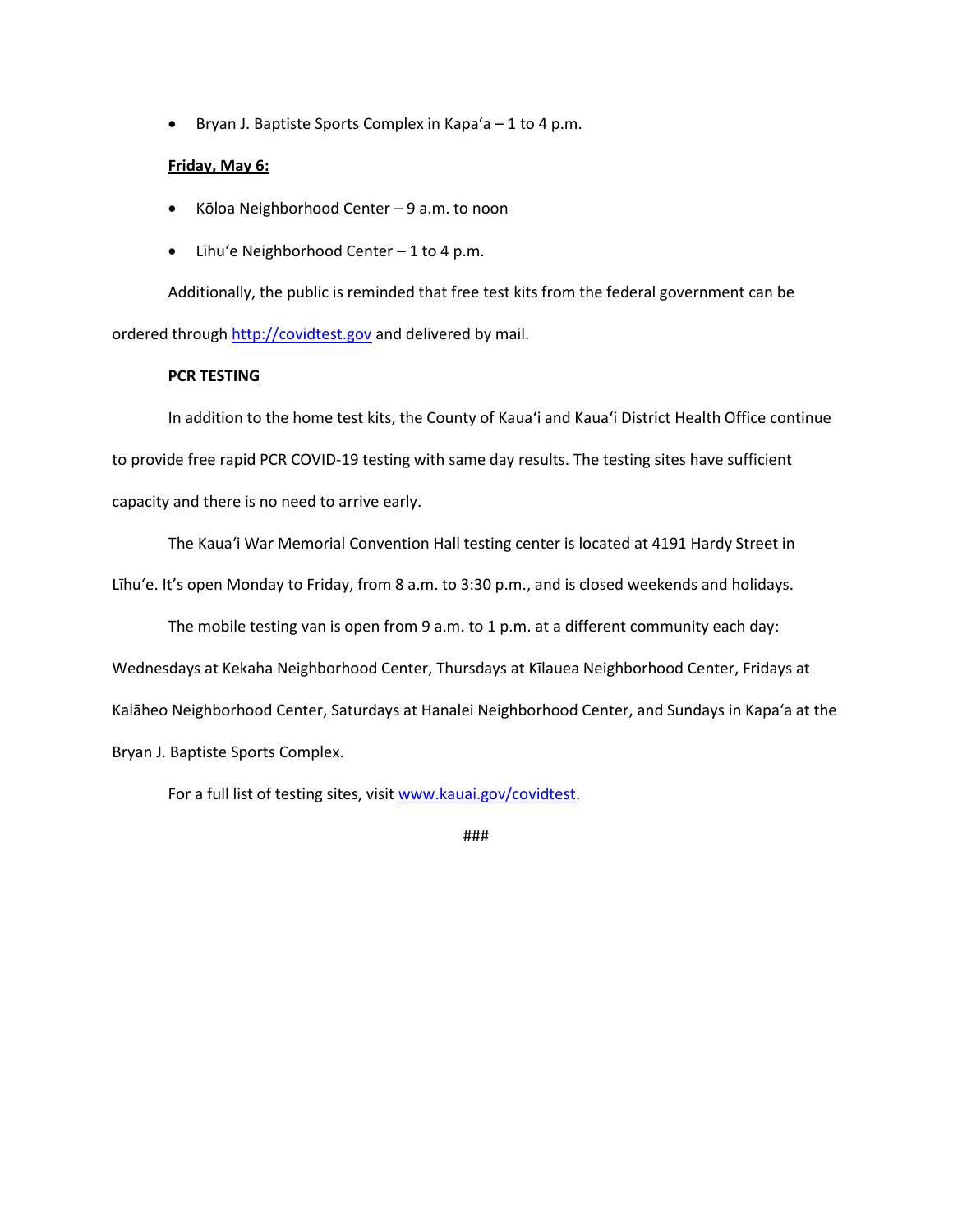- Bryan J. Baptiste Sports Complex in Kapaʻa – 1 to 4 p.m.

**Friday, May 6:**

- Kōloa Neighborhood Center – 9 a.m. to noon
- Līhuʻe Neighborhood Center – 1 to 4 p.m.

Additionally, the public is reminded that free test kits from the federal government can be ordered through http://covidtest.gov and delivered by mail.

**PCR TESTING**

In addition to the home test kits, the County of Kauaʻi and Kauaʻi District Health Office continue to provide free rapid PCR COVID-19 testing with same day results. The testing sites have sufficient capacity and there is no need to arrive early.

The Kauaʻi War Memorial Convention Hall testing center is located at 4191 Hardy Street in Līhuʻe. It's open Monday to Friday, from 8 a.m. to 3:30 p.m., and is closed weekends and holidays.

The mobile testing van is open from 9 a.m. to 1 p.m. at a different community each day: Wednesdays at Kekaha Neighborhood Center, Thursdays at Kīlauea Neighborhood Center, Fridays at Kalāheo Neighborhood Center, Saturdays at Hanalei Neighborhood Center, and Sundays in Kapaʻa at the Bryan J. Baptiste Sports Complex.

For a full list of testing sites, visit www.kauai.gov/covidtest.

###